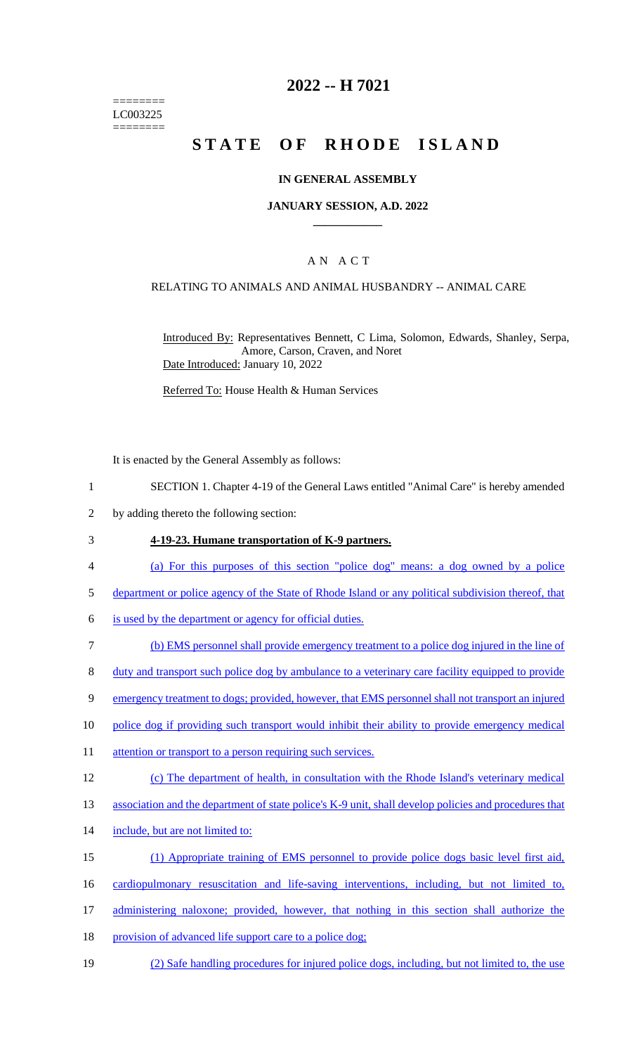========
LC003225
========

# 2022 -- H 7021

# STATE OF RHODE ISLAND

**IN GENERAL ASSEMBLY**

**JANUARY SESSION, A.D. 2022**

____________

A N A C T

RELATING TO ANIMALS AND ANIMAL HUSBANDRY -- ANIMAL CARE

Introduced By: Representatives Bennett, C Lima, Solomon, Edwards, Shanley, Serpa, Amore, Carson, Craven, and Noret

Date Introduced: January 10, 2022

Referred To: House Health & Human Services

It is enacted by the General Assembly as follows:

1 SECTION 1. Chapter 4-19 of the General Laws entitled "Animal Care" is hereby amended
2 by adding thereto the following section:

3 **4-19-23. Humane transportation of K-9 partners.**

4 (a) For this purposes of this section "police dog" means: a dog owned by a police
5 department or police agency of the State of Rhode Island or any political subdivision thereof, that
6 is used by the department or agency for official duties.

7 (b) EMS personnel shall provide emergency treatment to a police dog injured in the line of
8 duty and transport such police dog by ambulance to a veterinary care facility equipped to provide
9 emergency treatment to dogs; provided, however, that EMS personnel shall not transport an injured
10 police dog if providing such transport would inhibit their ability to provide emergency medical
11 attention or transport to a person requiring such services.

12 (c) The department of health, in consultation with the Rhode Island's veterinary medical
13 association and the department of state police's K-9 unit, shall develop policies and procedures that
14 include, but are not limited to:

15 (1) Appropriate training of EMS personnel to provide police dogs basic level first aid,
16 cardiopulmonary resuscitation and life-saving interventions, including, but not limited to,
17 administering naloxone; provided, however, that nothing in this section shall authorize the
18 provision of advanced life support care to a police dog;

19 (2) Safe handling procedures for injured police dogs, including, but not limited to, the use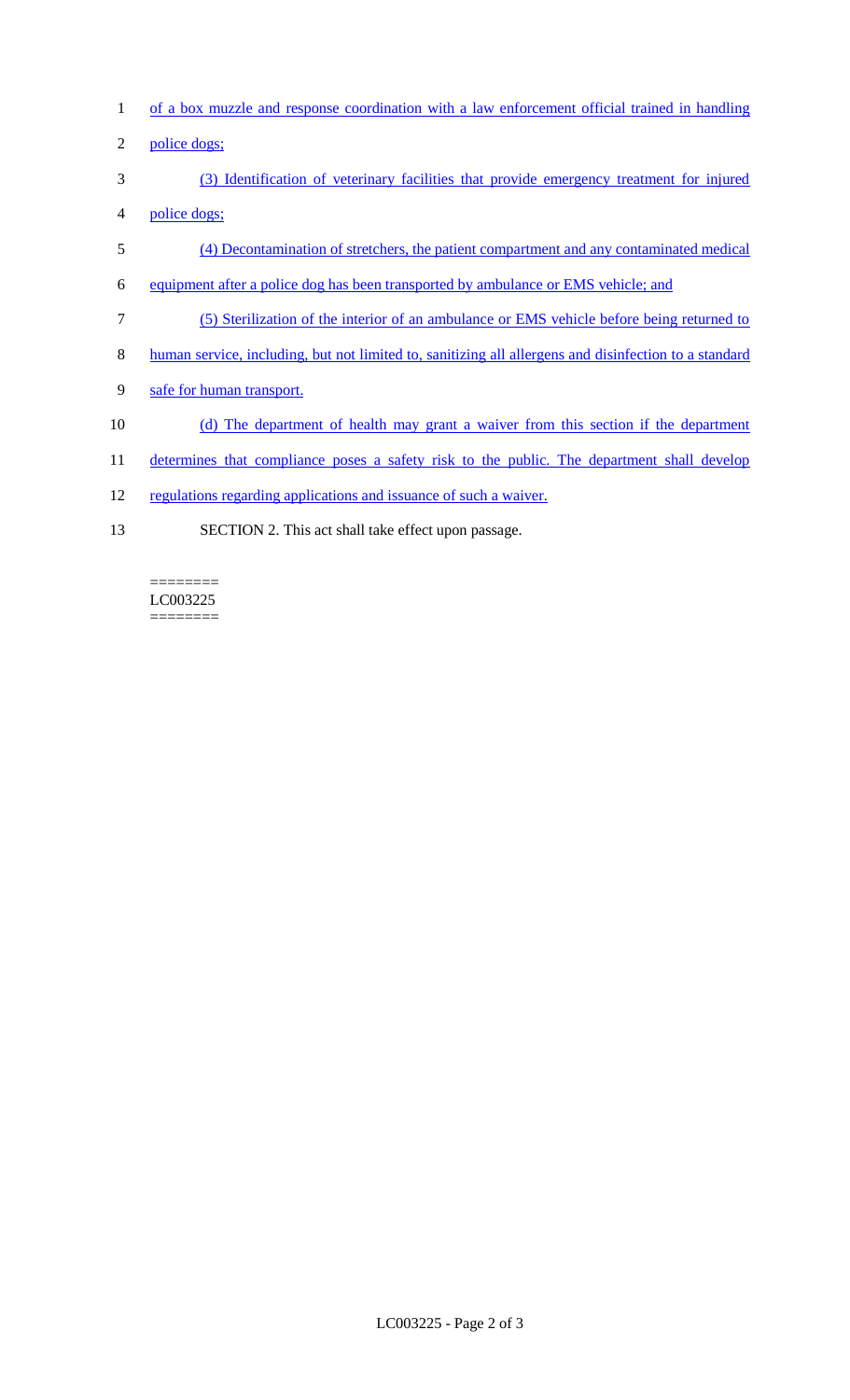of a box muzzle and response coordination with a law enforcement official trained in handling police dogs;

(3) Identification of veterinary facilities that provide emergency treatment for injured police dogs;

(4) Decontamination of stretchers, the patient compartment and any contaminated medical equipment after a police dog has been transported by ambulance or EMS vehicle; and

(5) Sterilization of the interior of an ambulance or EMS vehicle before being returned to human service, including, but not limited to, sanitizing all allergens and disinfection to a standard safe for human transport.

(d) The department of health may grant a waiver from this section if the department determines that compliance poses a safety risk to the public. The department shall develop regulations regarding applications and issuance of such a waiver.

SECTION 2. This act shall take effect upon passage.

========
LC003225
========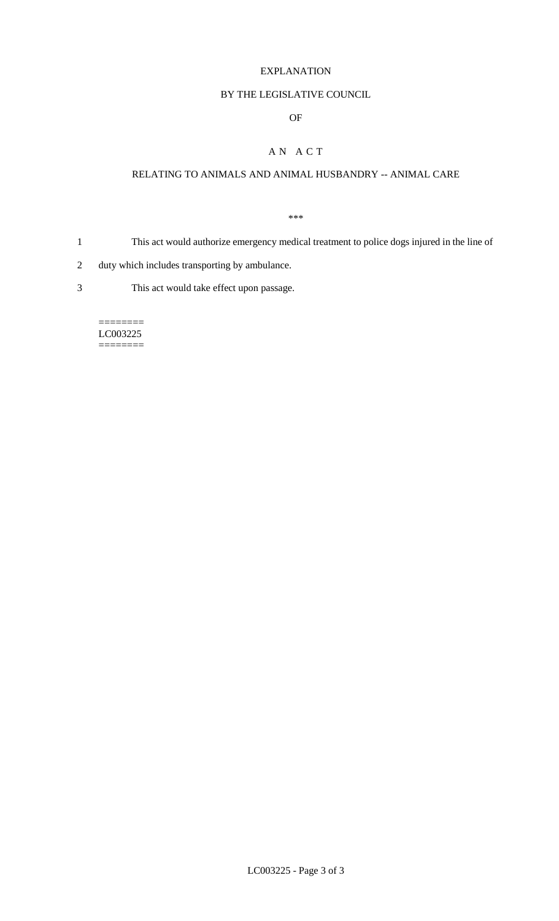EXPLANATION

BY THE LEGISLATIVE COUNCIL

OF

A N A C T

RELATING TO ANIMALS AND ANIMAL HUSBANDRY -- ANIMAL CARE

\*\*\*

1 This act would authorize emergency medical treatment to police dogs injured in the line of

2 duty which includes transporting by ambulance.

3 This act would take effect upon passage.

========
LC003225
========